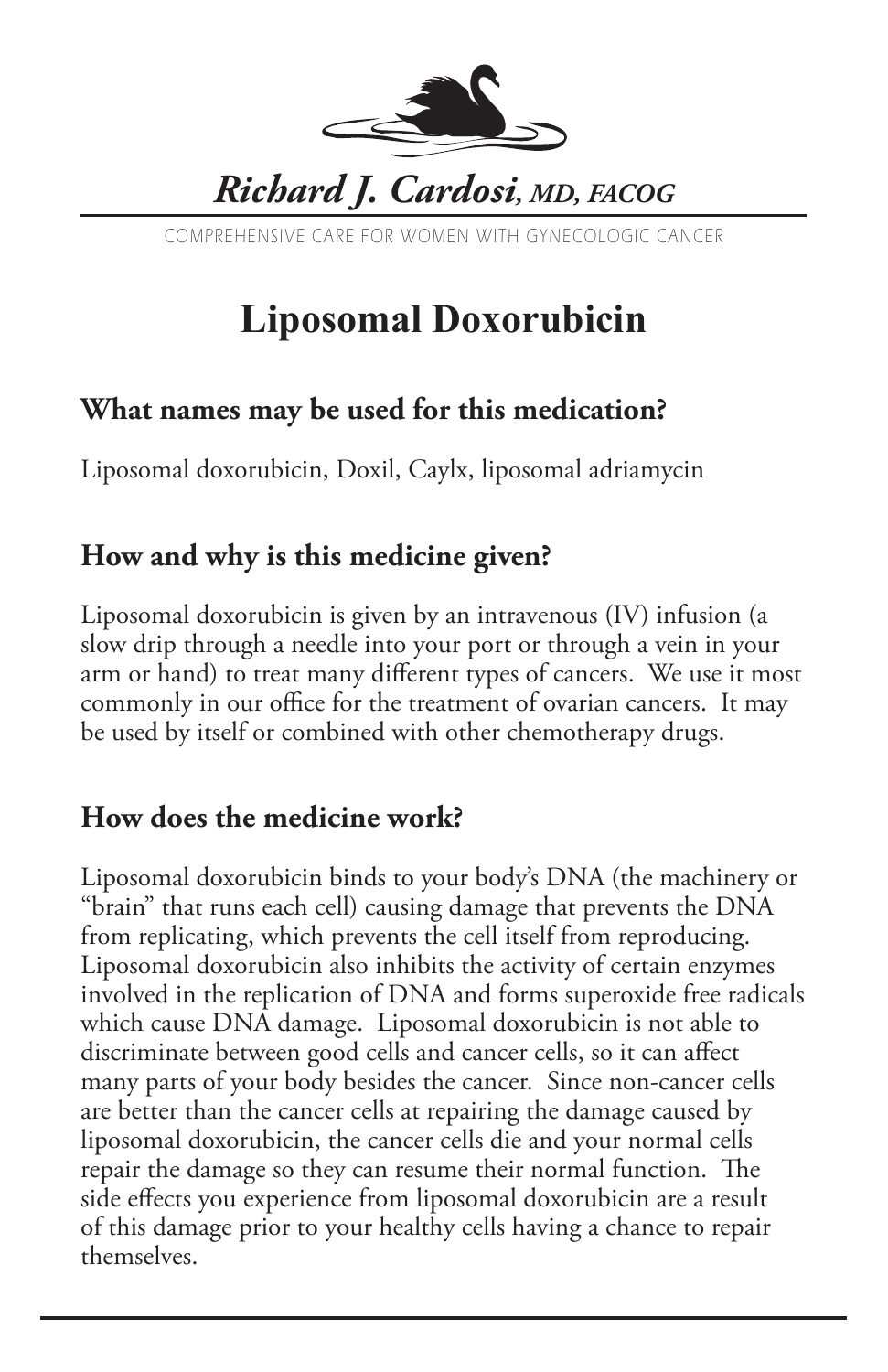*Richard J. Cardosi, MD, FACOG*

COMPREHENSIVE CARE FOR WOMEN WITH GYNECOLOGIC CANCER

# Liposomal Doxorubicin

## What names may be used for this medication?

Liposomal doxorubicin, Doxil, Caylx, liposomal adriamycin

## How and why is this medicine given?

Liposomal doxorubicin is given by an intravenous (IV) infusion (a slow drip through a needle into your port or through a vein in your arm or hand) to treat many different types of cancers. We use it most commonly in our office for the treatment of ovarian cancers. It may be used by itself or combined with other chemotherapy drugs.

## How does the medicine work?

Liposomal doxorubicin binds to your body's DNA (the machinery or "brain" that runs each cell) causing damage that prevents the DNA from replicating, which prevents the cell itself from reproducing. Liposomal doxorubicin also inhibits the activity of certain enzymes involved in the replication of DNA and forms superoxide free radicals which cause DNA damage. Liposomal doxorubicin is not able to discriminate between good cells and cancer cells, so it can affect many parts of your body besides the cancer. Since non-cancer cells are better than the cancer cells at repairing the damage caused by liposomal doxorubicin, the cancer cells die and your normal cells repair the damage so they can resume their normal function. The side effects you experience from liposomal doxorubicin are a result of this damage prior to your healthy cells having a chance to repair themselves.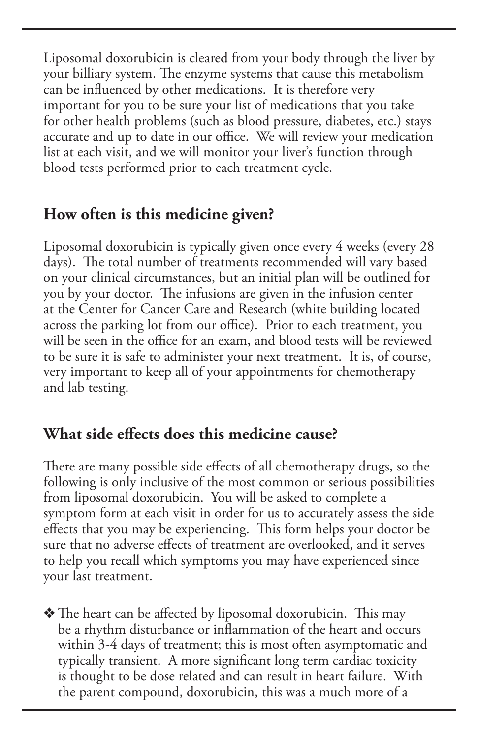Liposomal doxorubicin is cleared from your body through the liver by your billiary system. The enzyme systems that cause this metabolism can be influenced by other medications. It is therefore very important for you to be sure your list of medications that you take for other health problems (such as blood pressure, diabetes, etc.) stays accurate and up to date in our office. We will review your medication list at each visit, and we will monitor your liver's function through blood tests performed prior to each treatment cycle.

## How often is this medicine given?

Liposomal doxorubicin is typically given once every 4 weeks (every 28 days). The total number of treatments recommended will vary based on your clinical circumstances, but an initial plan will be outlined for you by your doctor. The infusions are given in the infusion center at the Center for Cancer Care and Research (white building located across the parking lot from our office). Prior to each treatment, you will be seen in the office for an exam, and blood tests will be reviewed to be sure it is safe to administer your next treatment. It is, of course, very important to keep all of your appointments for chemotherapy and lab testing.

## What side effects does this medicine cause?

There are many possible side effects of all chemotherapy drugs, so the following is only inclusive of the most common or serious possibilities from liposomal doxorubicin. You will be asked to complete a symptom form at each visit in order for us to accurately assess the side effects that you may be experiencing. This form helps your doctor be sure that no adverse effects of treatment are overlooked, and it serves to help you recall which symptoms you may have experienced since your last treatment.

- The heart can be affected by liposomal doxorubicin. This may be a rhythm disturbance or inflammation of the heart and occurs within 3-4 days of treatment; this is most often asymptomatic and typically transient. A more significant long term cardiac toxicity is thought to be dose related and can result in heart failure. With the parent compound, doxorubicin, this was a much more of a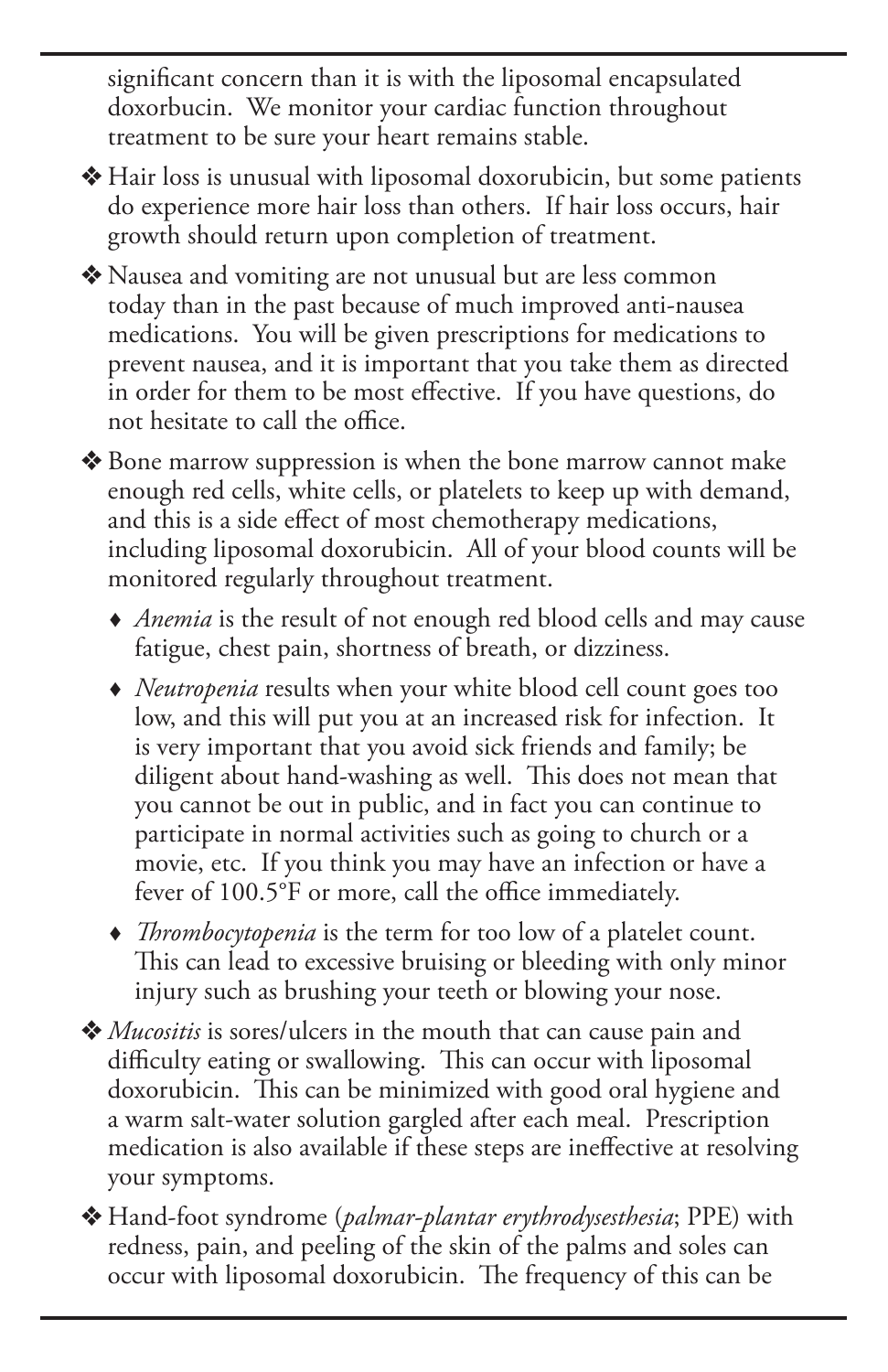significant concern than it is with the liposomal encapsulated doxorbucin. We monitor your cardiac function throughout treatment to be sure your heart remains stable.

❖ Hair loss is unusual with liposomal doxorubicin, but some patients do experience more hair loss than others. If hair loss occurs, hair growth should return upon completion of treatment.

❖ Nausea and vomiting are not unusual but are less common today than in the past because of much improved anti-nausea medications. You will be given prescriptions for medications to prevent nausea, and it is important that you take them as directed in order for them to be most effective. If you have questions, do not hesitate to call the office.

❖ Bone marrow suppression is when the bone marrow cannot make enough red cells, white cells, or platelets to keep up with demand, and this is a side effect of most chemotherapy medications, including liposomal doxorubicin. All of your blood counts will be monitored regularly throughout treatment.

- *Anemia* is the result of not enough red blood cells and may cause fatigue, chest pain, shortness of breath, or dizziness.
- *Neutropenia* results when your white blood cell count goes too low, and this will put you at an increased risk for infection. It is very important that you avoid sick friends and family; be diligent about hand-washing as well. This does not mean that you cannot be out in public, and in fact you can continue to participate in normal activities such as going to church or a movie, etc. If you think you may have an infection or have a fever of 100.5°F or more, call the office immediately.
- *Thrombocytopenia* is the term for too low of a platelet count. This can lead to excessive bruising or bleeding with only minor injury such as brushing your teeth or blowing your nose.

❖ *Mucositis* is sores/ulcers in the mouth that can cause pain and difficulty eating or swallowing. This can occur with liposomal doxorubicin. This can be minimized with good oral hygiene and a warm salt-water solution gargled after each meal. Prescription medication is also available if these steps are ineffective at resolving your symptoms.

❖ Hand-foot syndrome (*palmar-plantar erythrodysesthesia*; PPE) with redness, pain, and peeling of the skin of the palms and soles can occur with liposomal doxorubicin. The frequency of this can be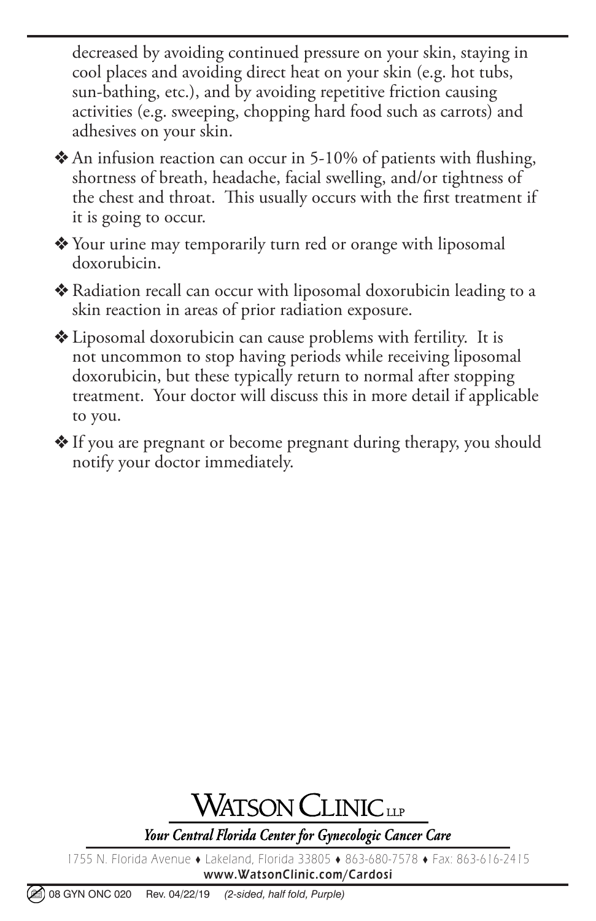decreased by avoiding continued pressure on your skin, staying in cool places and avoiding direct heat on your skin (e.g. hot tubs, sun-bathing, etc.), and by avoiding repetitive friction causing activities (e.g. sweeping, chopping hard food such as carrots) and adhesives on your skin.

- ❖ An infusion reaction can occur in 5-10% of patients with flushing, shortness of breath, headache, facial swelling, and/or tightness of the chest and throat. This usually occurs with the first treatment if it is going to occur.
- ❖ Your urine may temporarily turn red or orange with liposomal doxorubicin.
- ❖ Radiation recall can occur with liposomal doxorubicin leading to a skin reaction in areas of prior radiation exposure.
- ❖ Liposomal doxorubicin can cause problems with fertility. It is not uncommon to stop having periods while receiving liposomal doxorubicin, but these typically return to normal after stopping treatment. Your doctor will discuss this in more detail if applicable to you.
- ❖ If you are pregnant or become pregnant during therapy, you should notify your doctor immediately.

WATSON CLINIC LLP

*Your Central Florida Center for Gynecologic Cancer Care*

1755 N. Florida Avenue ♦ Lakeland, Florida 33805 ♦ 863-680-7578 ♦ Fax: 863-616-2415
**www.WatsonClinic.com/Cardosi**

08 GYN ONC 020 Rev. 04/22/19 *(2-sided, half fold, Purple)*